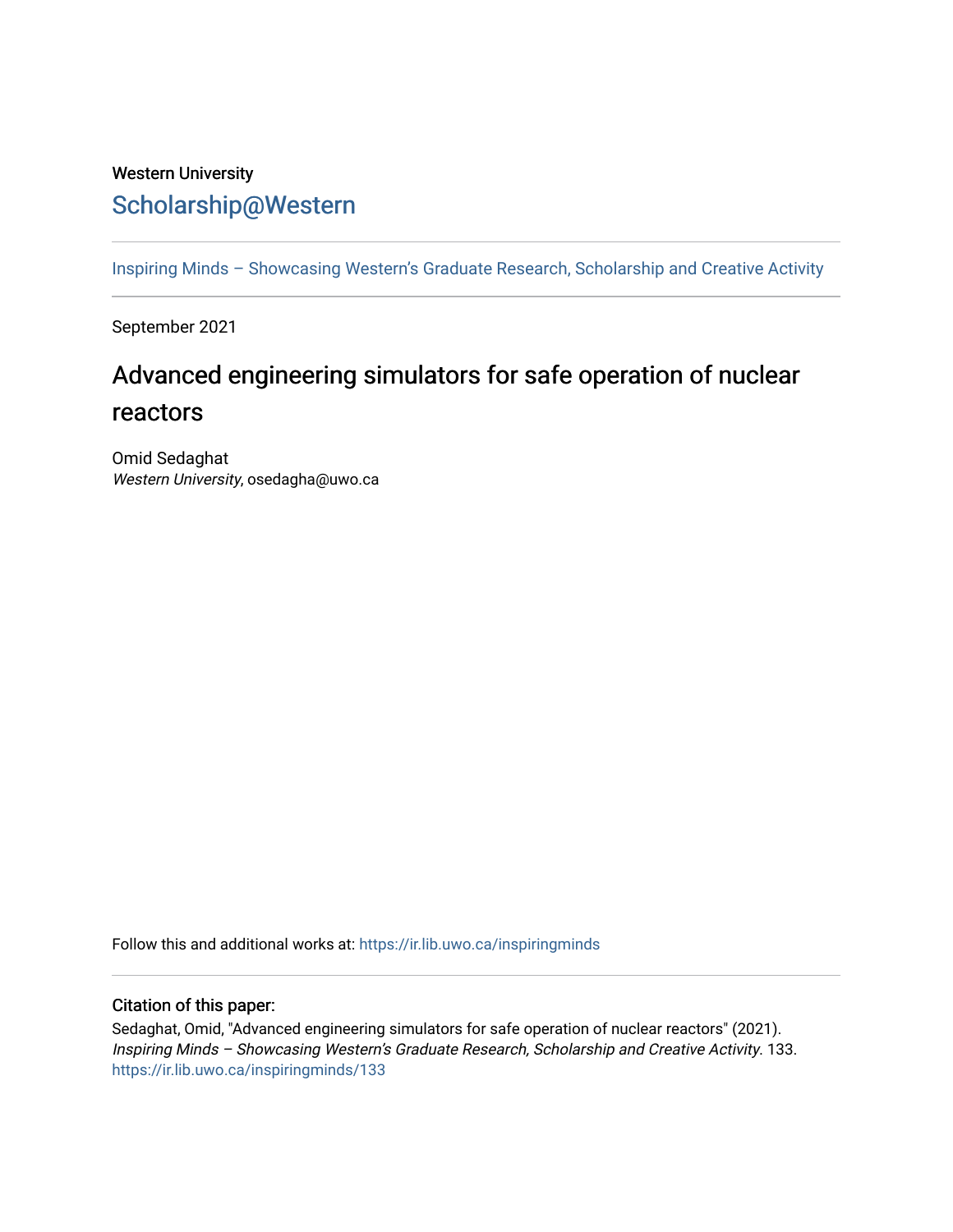Western University

# Scholarship@Western

Inspiring Minds – Showcasing Western's Graduate Research, Scholarship and Creative Activity

September 2021

## Advanced engineering simulators for safe operation of nuclear reactors

Omid Sedaghat
*Western University*, osedagha@uwo.ca

Follow this and additional works at: https://ir.lib.uwo.ca/inspiringminds

### Citation of this paper:

Sedaghat, Omid, "Advanced engineering simulators for safe operation of nuclear reactors" (2021). *Inspiring Minds – Showcasing Western's Graduate Research, Scholarship and Creative Activity*. 133.
https://ir.lib.uwo.ca/inspiringminds/133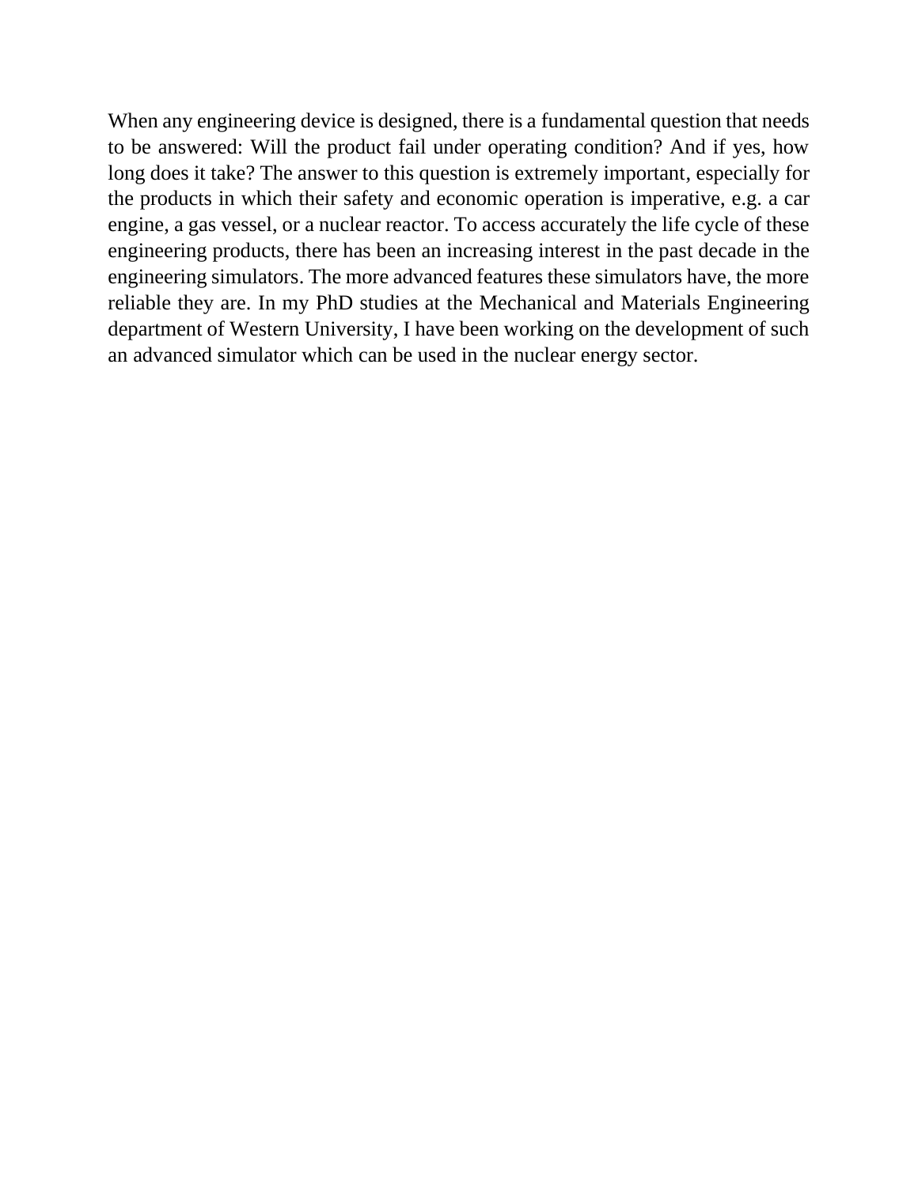When any engineering device is designed, there is a fundamental question that needs to be answered: Will the product fail under operating condition? And if yes, how long does it take? The answer to this question is extremely important, especially for the products in which their safety and economic operation is imperative, e.g. a car engine, a gas vessel, or a nuclear reactor. To access accurately the life cycle of these engineering products, there has been an increasing interest in the past decade in the engineering simulators. The more advanced features these simulators have, the more reliable they are. In my PhD studies at the Mechanical and Materials Engineering department of Western University, I have been working on the development of such an advanced simulator which can be used in the nuclear energy sector.